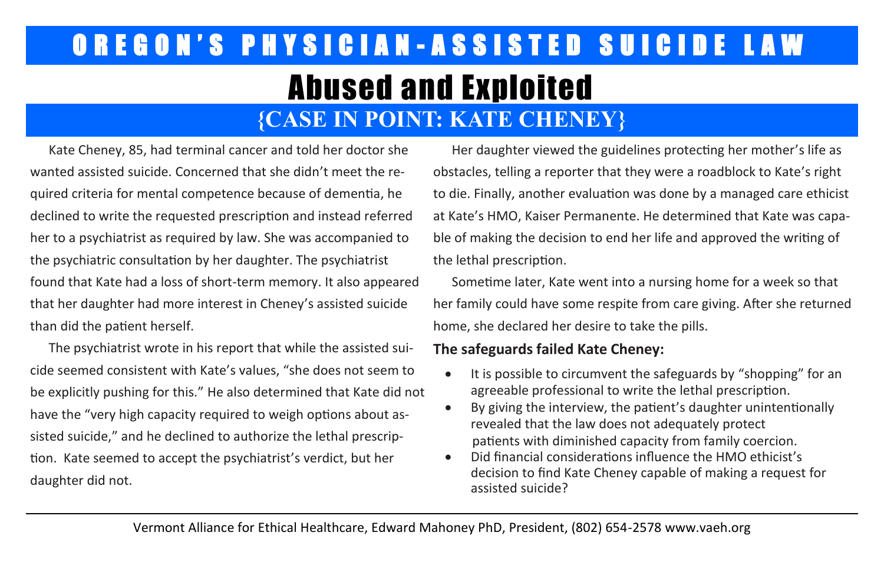# OREGON'S PHYSICIAN-ASSISTED SUICIDE LAW

# Abused and Exploited

## {CASE IN POINT: KATE CHENEY}

Kate Cheney, 85, had terminal cancer and told her doctor she wanted assisted suicide. Concerned that she didn't meet the required criteria for mental competence because of dementia, he declined to write the requested prescription and instead referred her to a psychiatrist as required by law. She was accompanied to the psychiatric consultation by her daughter. The psychiatrist found that Kate had a loss of short-term memory. It also appeared that her daughter had more interest in Cheney's assisted suicide than did the patient herself.

The psychiatrist wrote in his report that while the assisted suicide seemed consistent with Kate's values, "she does not seem to be explicitly pushing for this." He also determined that Kate did not have the "very high capacity required to weigh options about assisted suicide," and he declined to authorize the lethal prescription. Kate seemed to accept the psychiatrist's verdict, but her daughter did not.

Her daughter viewed the guidelines protecting her mother's life as obstacles, telling a reporter that they were a roadblock to Kate's right to die. Finally, another evaluation was done by a managed care ethicist at Kate's HMO, Kaiser Permanente. He determined that Kate was capable of making the decision to end her life and approved the writing of the lethal prescription.

Sometime later, Kate went into a nursing home for a week so that her family could have some respite from care giving. After she returned home, she declared her desire to take the pills.

**The safeguards failed Kate Cheney:**

- It is possible to circumvent the safeguards by "shopping" for an agreeable professional to write the lethal prescription.
- By giving the interview, the patient's daughter unintentionally revealed that the law does not adequately protect patients with diminished capacity from family coercion.
- Did financial considerations influence the HMO ethicist's decision to find Kate Cheney capable of making a request for assisted suicide?

---

Vermont Alliance for Ethical Healthcare, Edward Mahoney PhD, President, (802) 654-2578 www.vaeh.org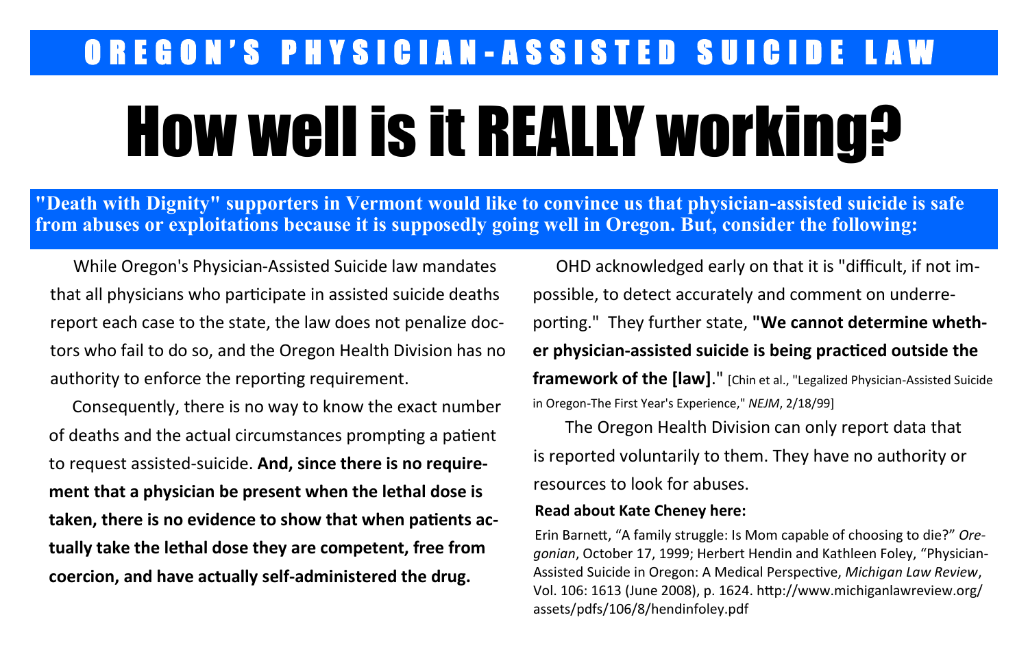## OREGON'S PHYSICIAN-ASSISTED SUICIDE LAW

# How well is it REALLY working?

**"Death with Dignity" supporters in Vermont would like to convince us that physician-assisted suicide is safe from abuses or exploitations because it is supposedly going well in Oregon. But, consider the following:**

While Oregon's Physician-Assisted Suicide law mandates that all physicians who participate in assisted suicide deaths report each case to the state, the law does not penalize doctors who fail to do so, and the Oregon Health Division has no authority to enforce the reporting requirement.

Consequently, there is no way to know the exact number of deaths and the actual circumstances prompting a patient to request assisted-suicide. **And, since there is no requirement that a physician be present when the lethal dose is taken, there is no evidence to show that when patients actually take the lethal dose they are competent, free from coercion, and have actually self-administered the drug.**

OHD acknowledged early on that it is "difficult, if not impossible, to detect accurately and comment on underreporting." They further state, **"We cannot determine whether physician-assisted suicide is being practiced outside the framework of the [law]**." [Chin et al., "Legalized Physician-Assisted Suicide in Oregon-The First Year's Experience," *NEJM*, 2/18/99]

The Oregon Health Division can only report data that is reported voluntarily to them. They have no authority or resources to look for abuses.

**Read about Kate Cheney here:**

Erin Barnett, "A family struggle: Is Mom capable of choosing to die?" *Oregonian*, October 17, 1999; Herbert Hendin and Kathleen Foley, "Physician-Assisted Suicide in Oregon: A Medical Perspective, *Michigan Law Review*, Vol. 106: 1613 (June 2008), p. 1624. http://www.michiganlawreview.org/assets/pdfs/106/8/hendinfoley.pdf